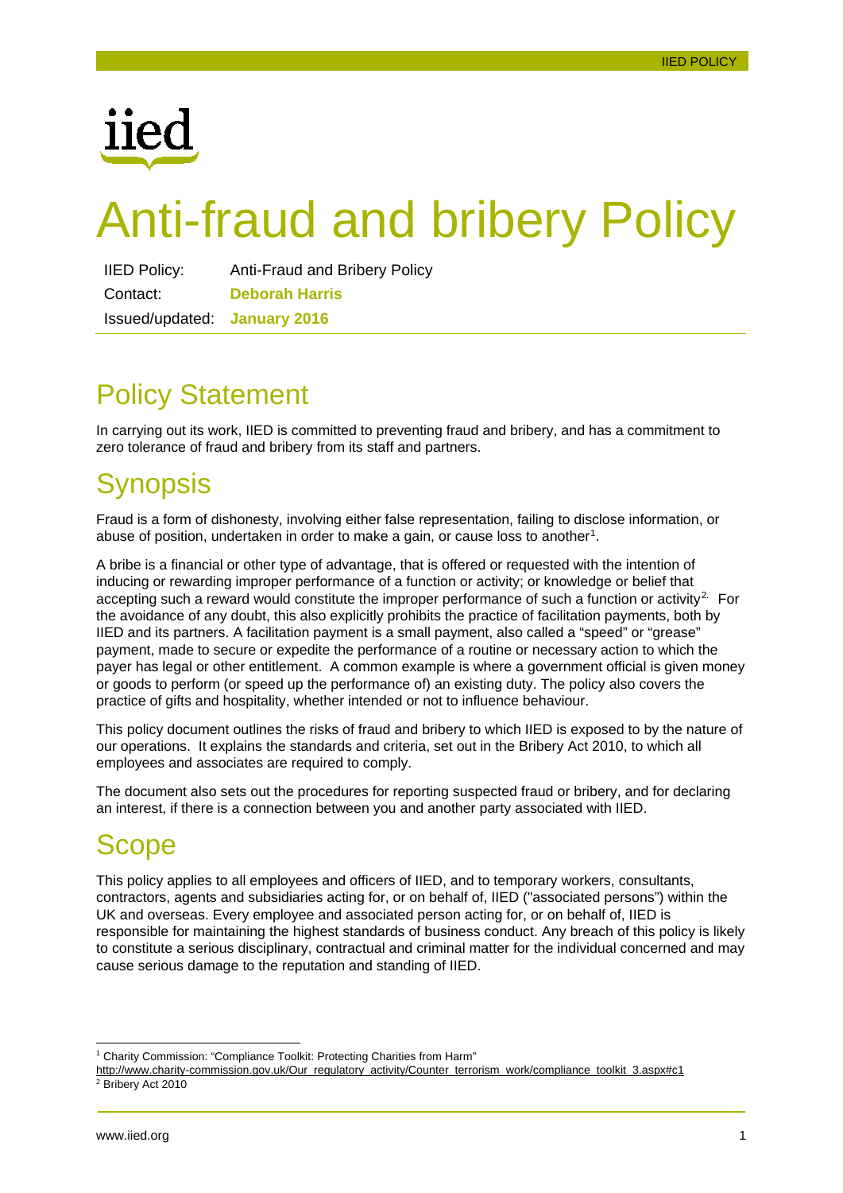# Anti-fraud and bribery Policy

| | |
|---|---|
| IIED Policy: | Anti-Fraud and Bribery Policy |
| Contact: | **Deborah Harris** |
| Issued/updated: | **January 2016** |

## Policy Statement

In carrying out its work, IIED is committed to preventing fraud and bribery, and has a commitment to zero tolerance of fraud and bribery from its staff and partners.

## Synopsis

Fraud is a form of dishonesty, involving either false representation, failing to disclose information, or abuse of position, undertaken in order to make a gain, or cause loss to another[1].

A bribe is a financial or other type of advantage, that is offered or requested with the intention of inducing or rewarding improper performance of a function or activity; or knowledge or belief that accepting such a reward would constitute the improper performance of such a function or activity[2]. For the avoidance of any doubt, this also explicitly prohibits the practice of facilitation payments, both by IIED and its partners. A facilitation payment is a small payment, also called a "speed" or "grease" payment, made to secure or expedite the performance of a routine or necessary action to which the payer has legal or other entitlement. A common example is where a government official is given money or goods to perform (or speed up the performance of) an existing duty. The policy also covers the practice of gifts and hospitality, whether intended or not to influence behaviour.

This policy document outlines the risks of fraud and bribery to which IIED is exposed to by the nature of our operations. It explains the standards and criteria, set out in the Bribery Act 2010, to which all employees and associates are required to comply.

The document also sets out the procedures for reporting suspected fraud or bribery, and for declaring an interest, if there is a connection between you and another party associated with IIED.

## Scope

This policy applies to all employees and officers of IIED, and to temporary workers, consultants, contractors, agents and subsidiaries acting for, or on behalf of, IIED ("associated persons") within the UK and overseas. Every employee and associated person acting for, or on behalf of, IIED is responsible for maintaining the highest standards of business conduct. Any breach of this policy is likely to constitute a serious disciplinary, contractual and criminal matter for the individual concerned and may cause serious damage to the reputation and standing of IIED.

---

[1] Charity Commission: "Compliance Toolkit: Protecting Charities from Harm" http://www.charity-commission.gov.uk/Our_regulatory_activity/Counter_terrorism_work/compliance_toolkit_3.aspx#c1

[2] Bribery Act 2010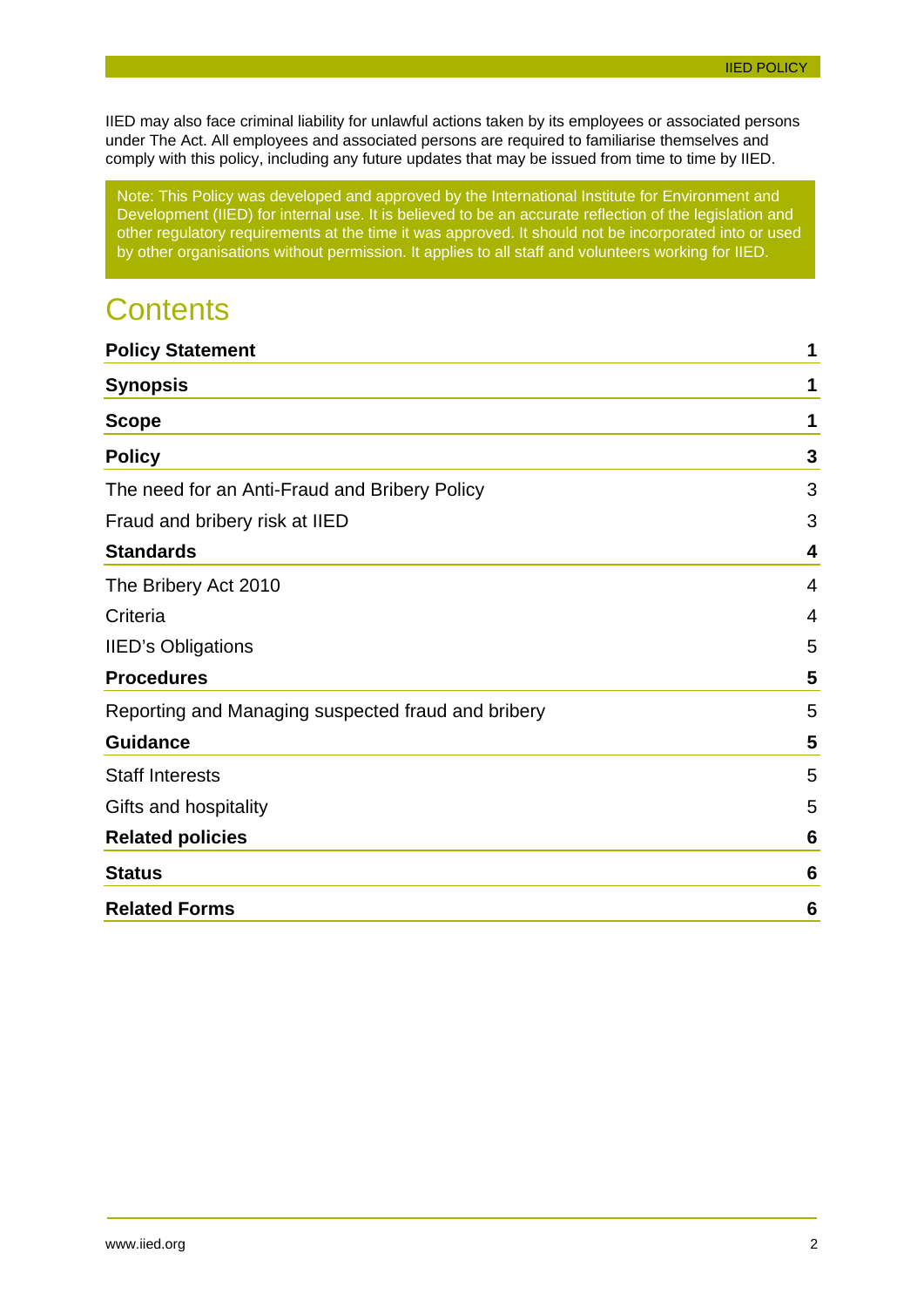IIED may also face criminal liability for unlawful actions taken by its employees or associated persons under The Act. All employees and associated persons are required to familiarise themselves and comply with this policy, including any future updates that may be issued from time to time by IIED.

> Note: This Policy was developed and approved by the International Institute for Environment and Development (IIED) for internal use. It is believed to be an accurate reflection of the legislation and other regulatory requirements at the time it was approved. It should not be incorporated into or used by other organisations without permission. It applies to all staff and volunteers working for IIED.

# Contents

| | |
|---|---|
| **Policy Statement** | **1** |
| **Synopsis** | **1** |
| **Scope** | **1** |
| **Policy** | **3** |
| The need for an Anti-Fraud and Bribery Policy | 3 |
| Fraud and bribery risk at IIED | 3 |
| **Standards** | **4** |
| The Bribery Act 2010 | 4 |
| Criteria | 4 |
| IIED's Obligations | 5 |
| **Procedures** | **5** |
| Reporting and Managing suspected fraud and bribery | 5 |
| **Guidance** | **5** |
| Staff Interests | 5 |
| Gifts and hospitality | 5 |
| **Related policies** | **6** |
| **Status** | **6** |
| **Related Forms** | **6** |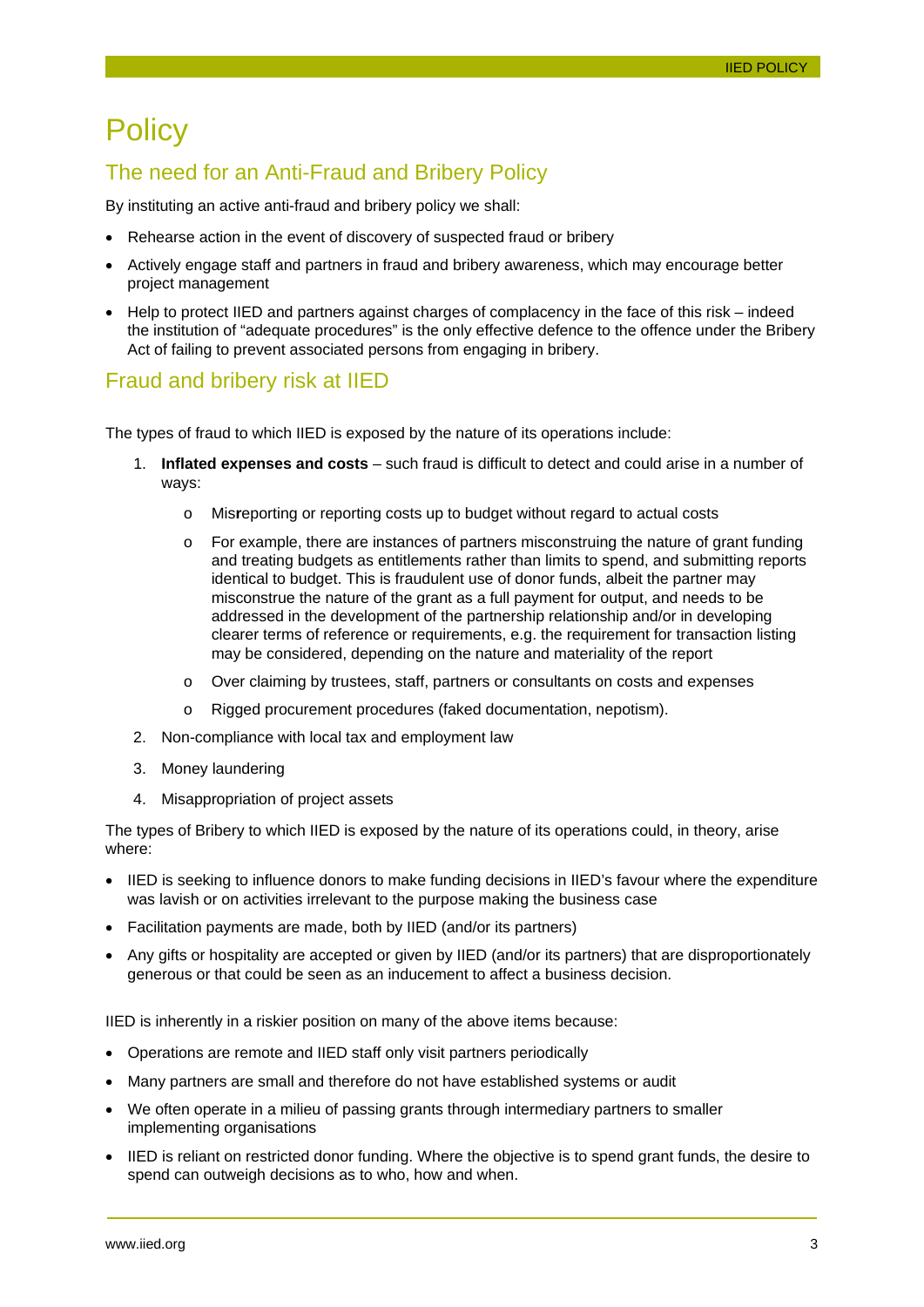# Policy

## The need for an Anti-Fraud and Bribery Policy

By instituting an active anti-fraud and bribery policy we shall:

- Rehearse action in the event of discovery of suspected fraud or bribery
- Actively engage staff and partners in fraud and bribery awareness, which may encourage better project management
- Help to protect IIED and partners against charges of complacency in the face of this risk – indeed the institution of "adequate procedures" is the only effective defence to the offence under the Bribery Act of failing to prevent associated persons from engaging in bribery.

## Fraud and bribery risk at IIED

The types of fraud to which IIED is exposed by the nature of its operations include:

1. **Inflated expenses and costs** – such fraud is difficult to detect and could arise in a number of ways:
   - Mis**r**eporting or reporting costs up to budget without regard to actual costs
   - For example, there are instances of partners misconstruing the nature of grant funding and treating budgets as entitlements rather than limits to spend, and submitting reports identical to budget. This is fraudulent use of donor funds, albeit the partner may misconstrue the nature of the grant as a full payment for output, and needs to be addressed in the development of the partnership relationship and/or in developing clearer terms of reference or requirements, e.g. the requirement for transaction listing may be considered, depending on the nature and materiality of the report
   - Over claiming by trustees, staff, partners or consultants on costs and expenses
   - Rigged procurement procedures (faked documentation, nepotism).
2. Non-compliance with local tax and employment law
3. Money laundering
4. Misappropriation of project assets

The types of Bribery to which IIED is exposed by the nature of its operations could, in theory, arise where:

- IIED is seeking to influence donors to make funding decisions in IIED's favour where the expenditure was lavish or on activities irrelevant to the purpose making the business case
- Facilitation payments are made, both by IIED (and/or its partners)
- Any gifts or hospitality are accepted or given by IIED (and/or its partners) that are disproportionately generous or that could be seen as an inducement to affect a business decision.

IIED is inherently in a riskier position on many of the above items because:

- Operations are remote and IIED staff only visit partners periodically
- Many partners are small and therefore do not have established systems or audit
- We often operate in a milieu of passing grants through intermediary partners to smaller implementing organisations
- IIED is reliant on restricted donor funding. Where the objective is to spend grant funds, the desire to spend can outweigh decisions as to who, how and when.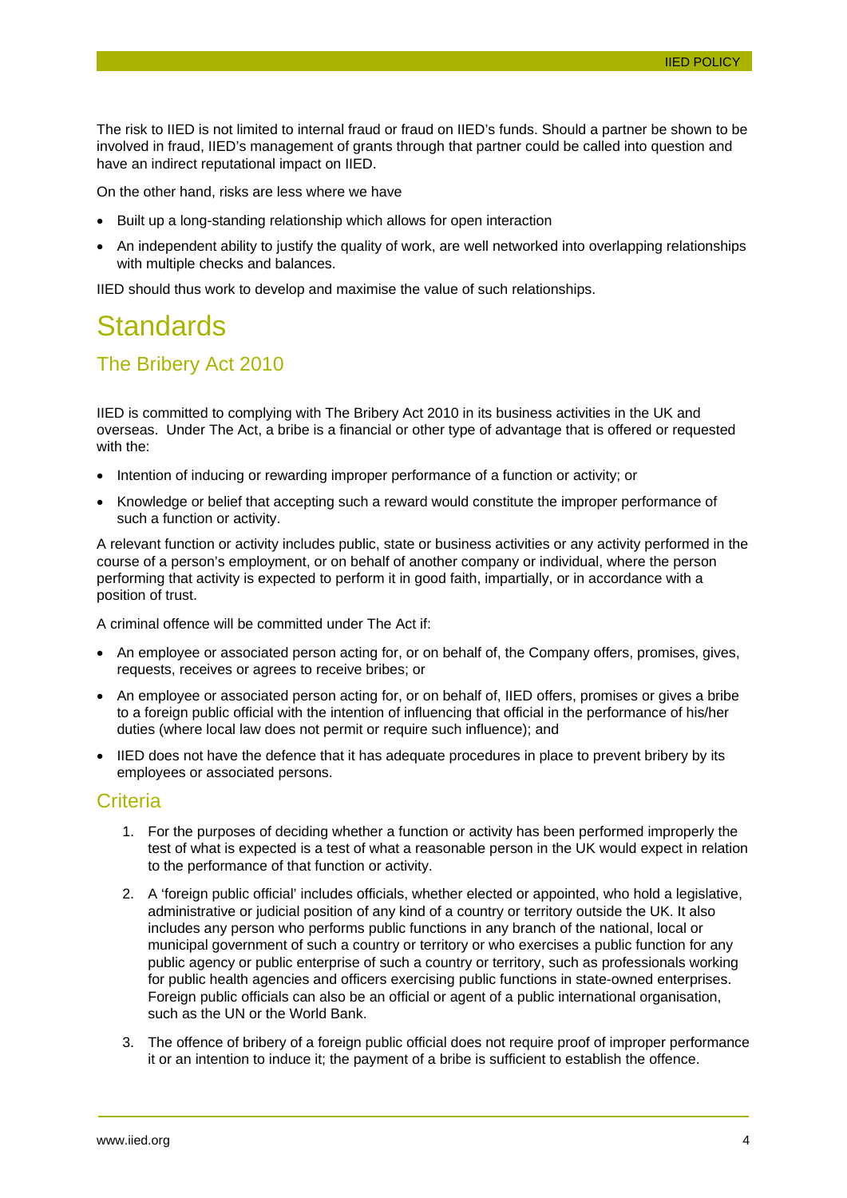The risk to IIED is not limited to internal fraud or fraud on IIED's funds. Should a partner be shown to be involved in fraud, IIED's management of grants through that partner could be called into question and have an indirect reputational impact on IIED.

On the other hand, risks are less where we have

- Built up a long-standing relationship which allows for open interaction
- An independent ability to justify the quality of work, are well networked into overlapping relationships with multiple checks and balances.

IIED should thus work to develop and maximise the value of such relationships.

# Standards

## The Bribery Act 2010

IIED is committed to complying with The Bribery Act 2010 in its business activities in the UK and overseas. Under The Act, a bribe is a financial or other type of advantage that is offered or requested with the:

- Intention of inducing or rewarding improper performance of a function or activity; or
- Knowledge or belief that accepting such a reward would constitute the improper performance of such a function or activity.

A relevant function or activity includes public, state or business activities or any activity performed in the course of a person's employment, or on behalf of another company or individual, where the person performing that activity is expected to perform it in good faith, impartially, or in accordance with a position of trust.

A criminal offence will be committed under The Act if:

- An employee or associated person acting for, or on behalf of, the Company offers, promises, gives, requests, receives or agrees to receive bribes; or
- An employee or associated person acting for, or on behalf of, IIED offers, promises or gives a bribe to a foreign public official with the intention of influencing that official in the performance of his/her duties (where local law does not permit or require such influence); and
- IIED does not have the defence that it has adequate procedures in place to prevent bribery by its employees or associated persons.

## Criteria

1. For the purposes of deciding whether a function or activity has been performed improperly the test of what is expected is a test of what a reasonable person in the UK would expect in relation to the performance of that function or activity.
2. A 'foreign public official' includes officials, whether elected or appointed, who hold a legislative, administrative or judicial position of any kind of a country or territory outside the UK. It also includes any person who performs public functions in any branch of the national, local or municipal government of such a country or territory or who exercises a public function for any public agency or public enterprise of such a country or territory, such as professionals working for public health agencies and officers exercising public functions in state-owned enterprises. Foreign public officials can also be an official or agent of a public international organisation, such as the UN or the World Bank.
3. The offence of bribery of a foreign public official does not require proof of improper performance it or an intention to induce it; the payment of a bribe is sufficient to establish the offence.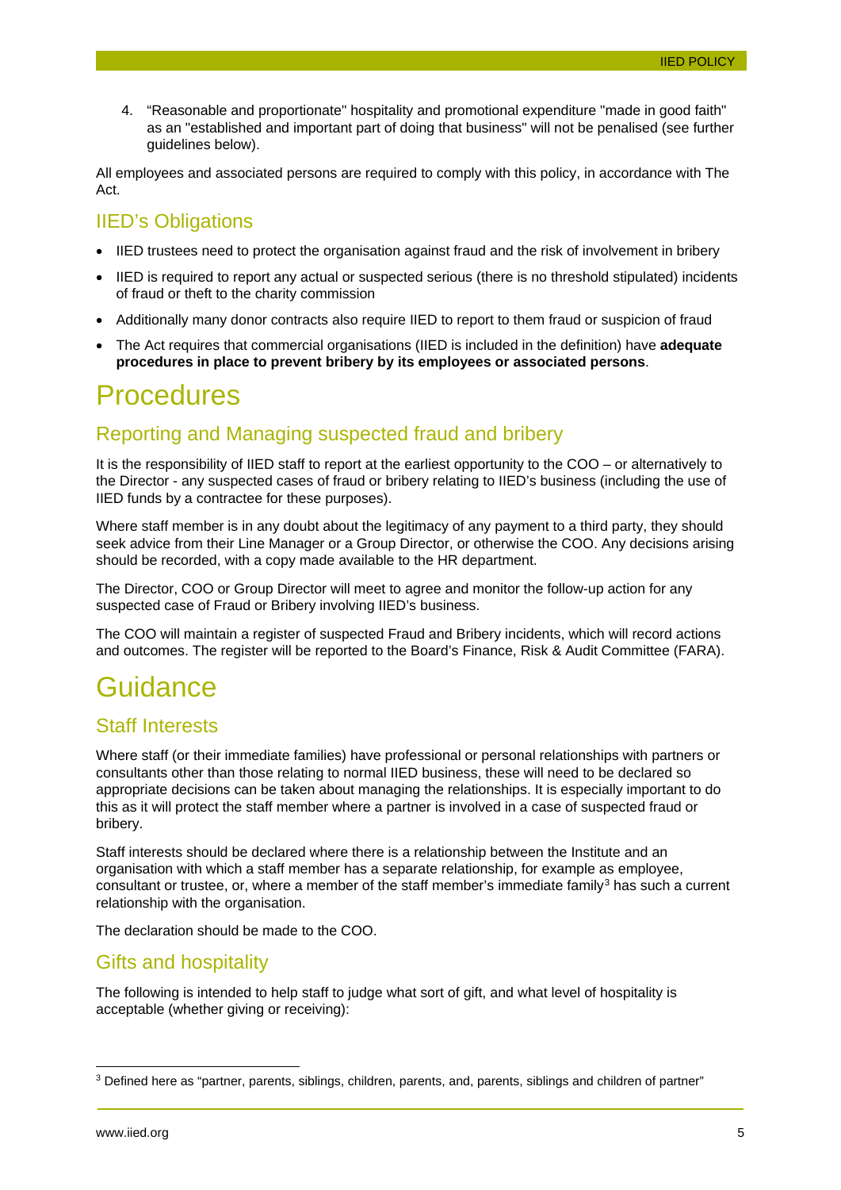4. "Reasonable and proportionate" hospitality and promotional expenditure "made in good faith" as an "established and important part of doing that business" will not be penalised (see further guidelines below).

All employees and associated persons are required to comply with this policy, in accordance with The Act.

## IIED's Obligations

- IIED trustees need to protect the organisation against fraud and the risk of involvement in bribery
- IIED is required to report any actual or suspected serious (there is no threshold stipulated) incidents of fraud or theft to the charity commission
- Additionally many donor contracts also require IIED to report to them fraud or suspicion of fraud
- The Act requires that commercial organisations (IIED is included in the definition) have **adequate procedures in place to prevent bribery by its employees or associated persons**.

# Procedures

## Reporting and Managing suspected fraud and bribery

It is the responsibility of IIED staff to report at the earliest opportunity to the COO – or alternatively to the Director - any suspected cases of fraud or bribery relating to IIED's business (including the use of IIED funds by a contractee for these purposes).

Where staff member is in any doubt about the legitimacy of any payment to a third party, they should seek advice from their Line Manager or a Group Director, or otherwise the COO. Any decisions arising should be recorded, with a copy made available to the HR department.

The Director, COO or Group Director will meet to agree and monitor the follow-up action for any suspected case of Fraud or Bribery involving IIED's business.

The COO will maintain a register of suspected Fraud and Bribery incidents, which will record actions and outcomes. The register will be reported to the Board's Finance, Risk & Audit Committee (FARA).

# Guidance

## Staff Interests

Where staff (or their immediate families) have professional or personal relationships with partners or consultants other than those relating to normal IIED business, these will need to be declared so appropriate decisions can be taken about managing the relationships. It is especially important to do this as it will protect the staff member where a partner is involved in a case of suspected fraud or bribery.

Staff interests should be declared where there is a relationship between the Institute and an organisation with which a staff member has a separate relationship, for example as employee, consultant or trustee, or, where a member of the staff member's immediate family[3] has such a current relationship with the organisation.

The declaration should be made to the COO.

## Gifts and hospitality

The following is intended to help staff to judge what sort of gift, and what level of hospitality is acceptable (whether giving or receiving):

[3] Defined here as "partner, parents, siblings, children, parents, and, parents, siblings and children of partner"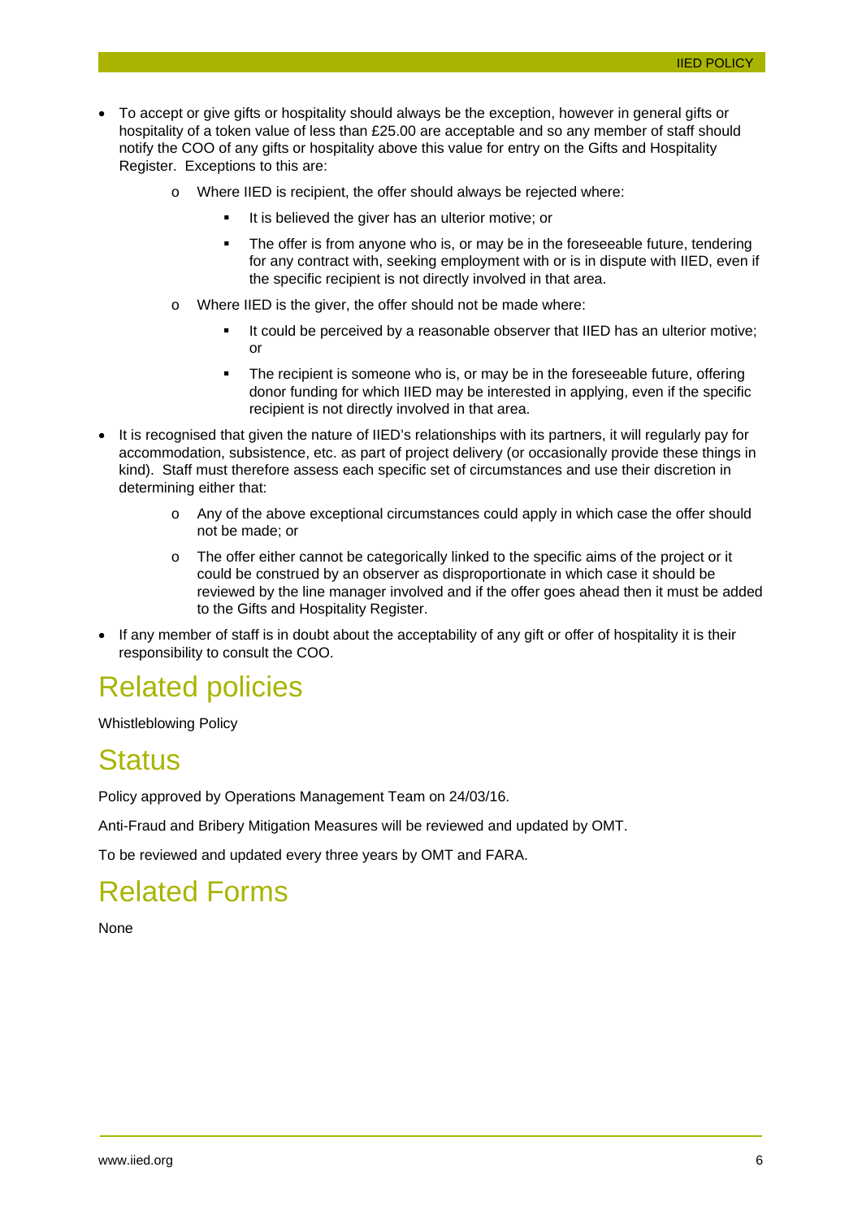- To accept or give gifts or hospitality should always be the exception, however in general gifts or hospitality of a token value of less than £25.00 are acceptable and so any member of staff should notify the COO of any gifts or hospitality above this value for entry on the Gifts and Hospitality Register. Exceptions to this are:
    - Where IIED is recipient, the offer should always be rejected where:
        - It is believed the giver has an ulterior motive; or
        - The offer is from anyone who is, or may be in the foreseeable future, tendering for any contract with, seeking employment with or is in dispute with IIED, even if the specific recipient is not directly involved in that area.
    - Where IIED is the giver, the offer should not be made where:
        - It could be perceived by a reasonable observer that IIED has an ulterior motive; or
        - The recipient is someone who is, or may be in the foreseeable future, offering donor funding for which IIED may be interested in applying, even if the specific recipient is not directly involved in that area.
- It is recognised that given the nature of IIED's relationships with its partners, it will regularly pay for accommodation, subsistence, etc. as part of project delivery (or occasionally provide these things in kind). Staff must therefore assess each specific set of circumstances and use their discretion in determining either that:
    - Any of the above exceptional circumstances could apply in which case the offer should not be made; or
    - The offer either cannot be categorically linked to the specific aims of the project or it could be construed by an observer as disproportionate in which case it should be reviewed by the line manager involved and if the offer goes ahead then it must be added to the Gifts and Hospitality Register.
- If any member of staff is in doubt about the acceptability of any gift or offer of hospitality it is their responsibility to consult the COO.

# Related policies

Whistleblowing Policy

# Status

Policy approved by Operations Management Team on 24/03/16.

Anti-Fraud and Bribery Mitigation Measures will be reviewed and updated by OMT.

To be reviewed and updated every three years by OMT and FARA.

# Related Forms

None